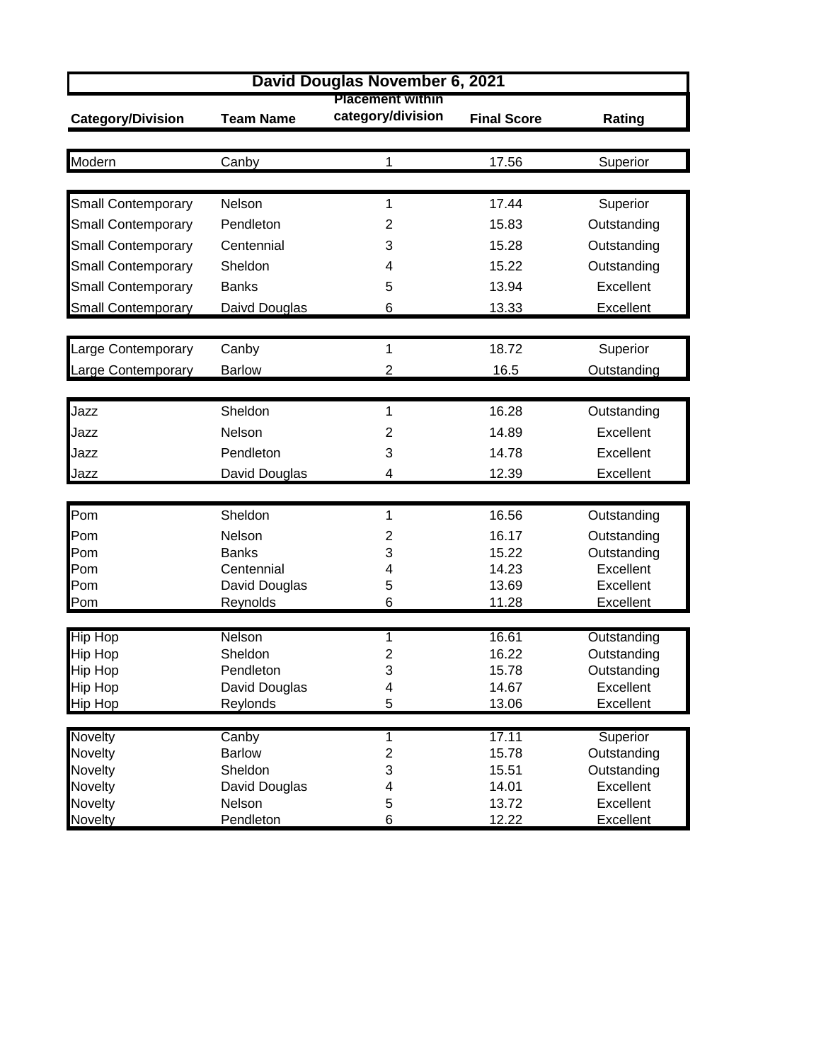## David Douglas November 6, 2021

| Category/Division | Team Name | Placement within category/division | Final Score | Rating |
|---|---|---|---|---|
| Modern | Canby | 1 | 17.56 | Superior |
| Small Contemporary | Nelson | 1 | 17.44 | Superior |
| Small Contemporary | Pendleton | 2 | 15.83 | Outstanding |
| Small Contemporary | Centennial | 3 | 15.28 | Outstanding |
| Small Contemporary | Sheldon | 4 | 15.22 | Outstanding |
| Small Contemporary | Banks | 5 | 13.94 | Excellent |
| Small Contemporary | Daivd Douglas | 6 | 13.33 | Excellent |
| Large Contemporary | Canby | 1 | 18.72 | Superior |
| Large Contemporary | Barlow | 2 | 16.5 | Outstanding |
| Jazz | Sheldon | 1 | 16.28 | Outstanding |
| Jazz | Nelson | 2 | 14.89 | Excellent |
| Jazz | Pendleton | 3 | 14.78 | Excellent |
| Jazz | David Douglas | 4 | 12.39 | Excellent |
| Pom | Sheldon | 1 | 16.56 | Outstanding |
| Pom | Nelson | 2 | 16.17 | Outstanding |
| Pom | Banks | 3 | 15.22 | Outstanding |
| Pom | Centennial | 4 | 14.23 | Excellent |
| Pom | David Douglas | 5 | 13.69 | Excellent |
| Pom | Reynolds | 6 | 11.28 | Excellent |
| Hip Hop | Nelson | 1 | 16.61 | Outstanding |
| Hip Hop | Sheldon | 2 | 16.22 | Outstanding |
| Hip Hop | Pendleton | 3 | 15.78 | Outstanding |
| Hip Hop | David Douglas | 4 | 14.67 | Excellent |
| Hip Hop | Reylonds | 5 | 13.06 | Excellent |
| Novelty | Canby | 1 | 17.11 | Superior |
| Novelty | Barlow | 2 | 15.78 | Outstanding |
| Novelty | Sheldon | 3 | 15.51 | Outstanding |
| Novelty | David Douglas | 4 | 14.01 | Excellent |
| Novelty | Nelson | 5 | 13.72 | Excellent |
| Novelty | Pendleton | 6 | 12.22 | Excellent |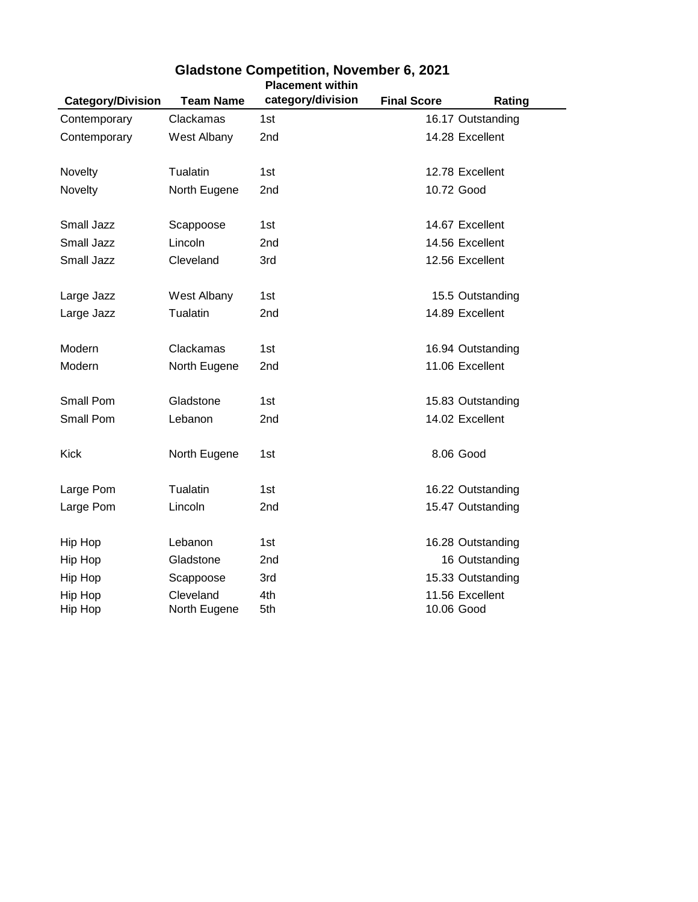## Gladstone Competition, November 6, 2021

| Category/Division | Team Name | Placement within category/division | Final Score | Rating |
|---|---|---|---|---|
| Contemporary | Clackamas | 1st | 16.17 | Outstanding |
| Contemporary | West Albany | 2nd | 14.28 | Excellent |
| | | | | |
| Novelty | Tualatin | 1st | 12.78 | Excellent |
| Novelty | North Eugene | 2nd | 10.72 | Good |
| | | | | |
| Small Jazz | Scappoose | 1st | 14.67 | Excellent |
| Small Jazz | Lincoln | 2nd | 14.56 | Excellent |
| Small Jazz | Cleveland | 3rd | 12.56 | Excellent |
| | | | | |
| Large Jazz | West Albany | 1st | 15.5 | Outstanding |
| Large Jazz | Tualatin | 2nd | 14.89 | Excellent |
| | | | | |
| Modern | Clackamas | 1st | 16.94 | Outstanding |
| Modern | North Eugene | 2nd | 11.06 | Excellent |
| | | | | |
| Small Pom | Gladstone | 1st | 15.83 | Outstanding |
| Small Pom | Lebanon | 2nd | 14.02 | Excellent |
| | | | | |
| Kick | North Eugene | 1st | 8.06 | Good |
| | | | | |
| Large Pom | Tualatin | 1st | 16.22 | Outstanding |
| Large Pom | Lincoln | 2nd | 15.47 | Outstanding |
| | | | | |
| Hip Hop | Lebanon | 1st | 16.28 | Outstanding |
| Hip Hop | Gladstone | 2nd | 16 | Outstanding |
| Hip Hop | Scappoose | 3rd | 15.33 | Outstanding |
| Hip Hop | Cleveland | 4th | 11.56 | Excellent |
| Hip Hop | North Eugene | 5th | 10.06 | Good |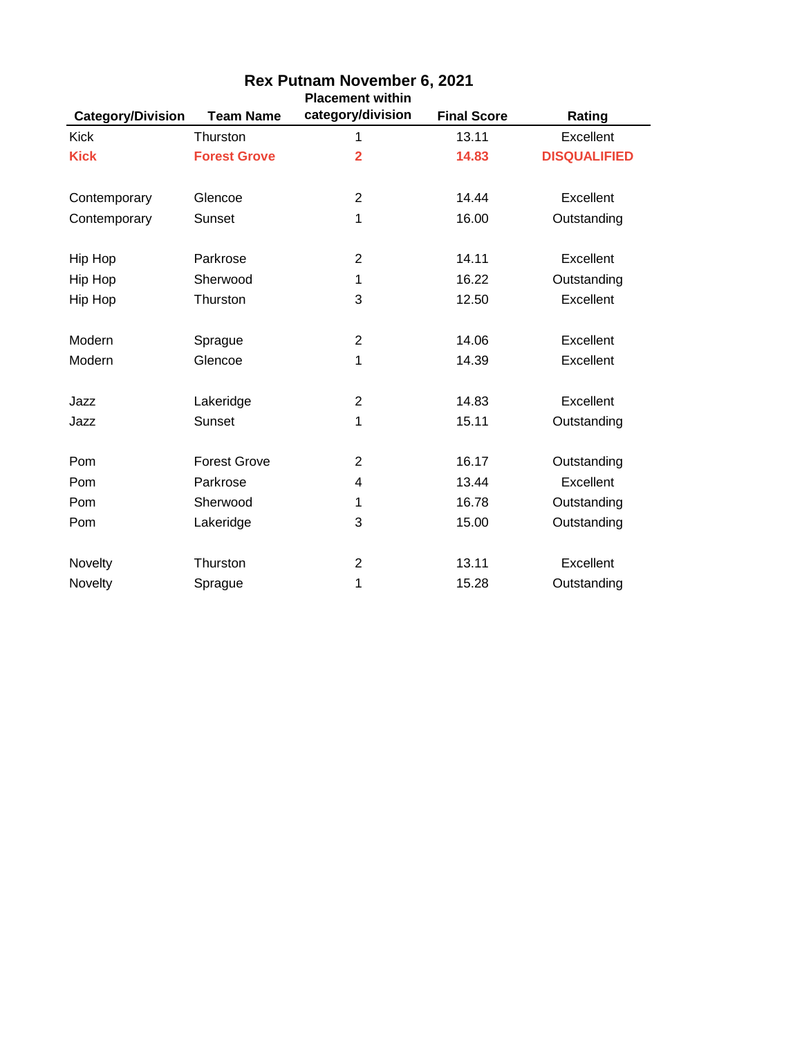## Rex Putnam November 6, 2021

| Category/Division | Team Name | Placement within category/division | Final Score | Rating |
|---|---|---|---|---|
| Kick | Thurston | 1 | 13.11 | Excellent |
| **Kick** | **Forest Grove** | **2** | **14.83** | **DISQUALIFIED** |
| | | | | |
| Contemporary | Glencoe | 2 | 14.44 | Excellent |
| Contemporary | Sunset | 1 | 16.00 | Outstanding |
| | | | | |
| Hip Hop | Parkrose | 2 | 14.11 | Excellent |
| Hip Hop | Sherwood | 1 | 16.22 | Outstanding |
| Hip Hop | Thurston | 3 | 12.50 | Excellent |
| | | | | |
| Modern | Sprague | 2 | 14.06 | Excellent |
| Modern | Glencoe | 1 | 14.39 | Excellent |
| | | | | |
| Jazz | Lakeridge | 2 | 14.83 | Excellent |
| Jazz | Sunset | 1 | 15.11 | Outstanding |
| | | | | |
| Pom | Forest Grove | 2 | 16.17 | Outstanding |
| Pom | Parkrose | 4 | 13.44 | Excellent |
| Pom | Sherwood | 1 | 16.78 | Outstanding |
| Pom | Lakeridge | 3 | 15.00 | Outstanding |
| | | | | |
| Novelty | Thurston | 2 | 13.11 | Excellent |
| Novelty | Sprague | 1 | 15.28 | Outstanding |